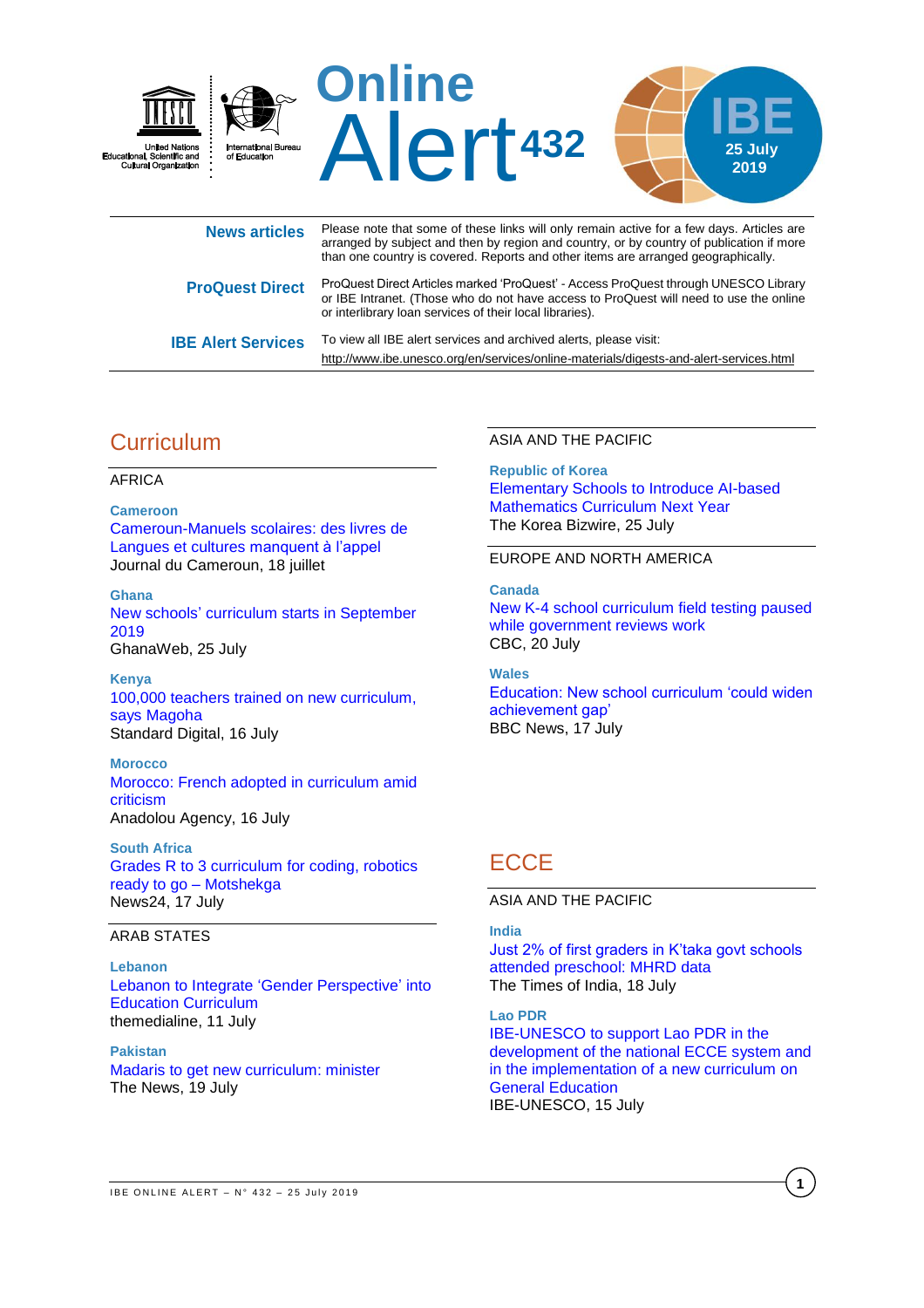# Online Alert 432

IBE 25 July 2019

United Nations Educational, Scientific and Cultural Organization | International Bureau of Education

| | |
|---|---|
| **News articles** | Please note that some of these links will only remain active for a few days. Articles are arranged by subject and then by region and country, or by country of publication if more than one country is covered. Reports and other items are arranged geographically. |
| **ProQuest Direct** | ProQuest Direct Articles marked 'ProQuest' - Access ProQuest through UNESCO Library or IBE Intranet. (Those who do not have access to ProQuest will need to use the online or interlibrary loan services of their local libraries). |
| **IBE Alert Services** | To view all IBE alert services and archived alerts, please visit: http://www.ibe.unesco.org/en/services/online-materials/digests-and-alert-services.html |

## Curriculum

### AFRICA

**Cameroon**
Cameroun-Manuels scolaires: des livres de Langues et cultures manquent à l'appel
Journal du Cameroun, 18 juillet

**Ghana**
New schools' curriculum starts in September 2019
GhanaWeb, 25 July

**Kenya**
100,000 teachers trained on new curriculum, says Magoha
Standard Digital, 16 July

**Morocco**
Morocco: French adopted in curriculum amid criticism
Anadolou Agency, 16 July

**South Africa**
Grades R to 3 curriculum for coding, robotics ready to go – Motshekga
News24, 17 July

### ARAB STATES

**Lebanon**
Lebanon to Integrate 'Gender Perspective' into Education Curriculum
themedialine, 11 July

**Pakistan**
Madaris to get new curriculum: minister
The News, 19 July

### ASIA AND THE PACIFIC

**Republic of Korea**
Elementary Schools to Introduce AI-based Mathematics Curriculum Next Year
The Korea Bizwire, 25 July

### EUROPE AND NORTH AMERICA

**Canada**
New K-4 school curriculum field testing paused while government reviews work
CBC, 20 July

**Wales**
Education: New school curriculum 'could widen achievement gap'
BBC News, 17 July

## ECCE

### ASIA AND THE PACIFIC

**India**
Just 2% of first graders in K'taka govt schools attended preschool: MHRD data
The Times of India, 18 July

**Lao PDR**
IBE-UNESCO to support Lao PDR in the development of the national ECCE system and in the implementation of a new curriculum on General Education
IBE-UNESCO, 15 July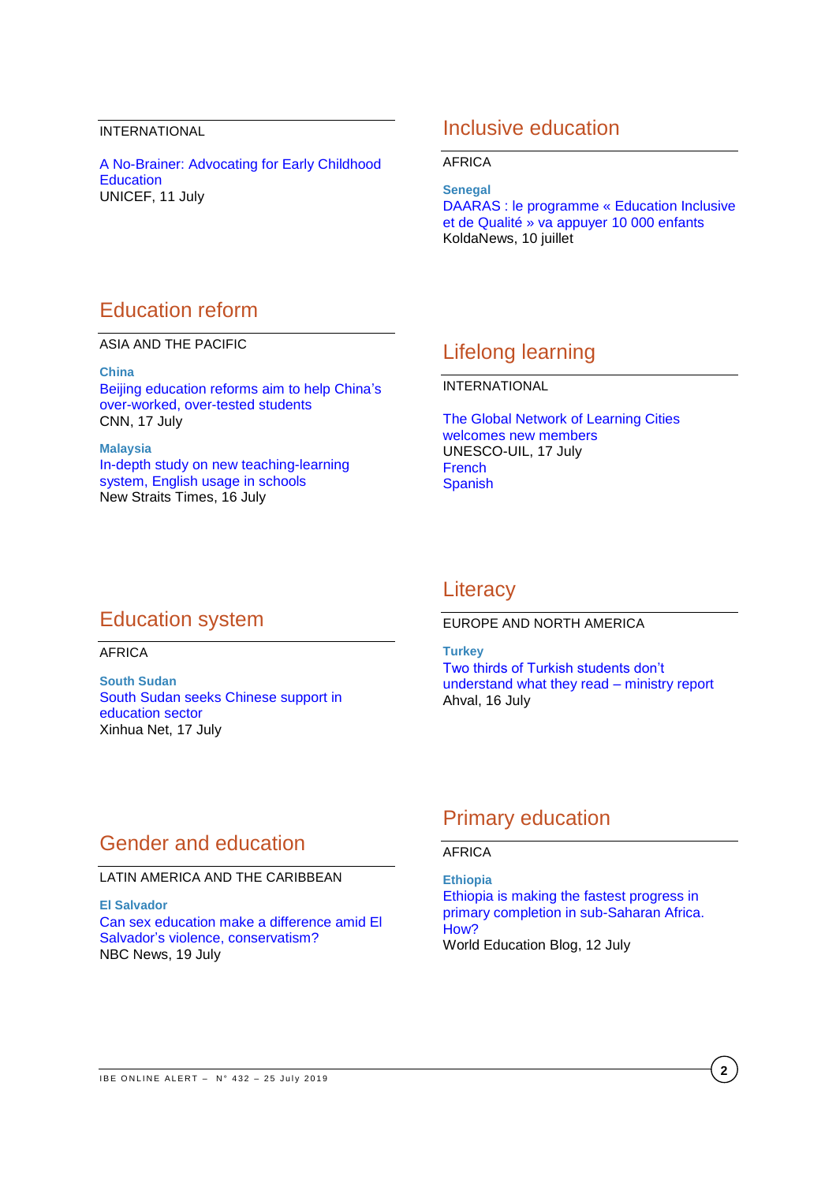INTERNATIONAL

A No-Brainer: Advocating for Early Childhood Education
UNICEF, 11 July

## Education reform

ASIA AND THE PACIFIC

**China**
Beijing education reforms aim to help China's over-worked, over-tested students
CNN, 17 July

**Malaysia**
In-depth study on new teaching-learning system, English usage in schools
New Straits Times, 16 July

## Education system

AFRICA

**South Sudan**
South Sudan seeks Chinese support in education sector
Xinhua Net, 17 July

## Gender and education

LATIN AMERICA AND THE CARIBBEAN

**El Salvador**
Can sex education make a difference amid El Salvador's violence, conservatism?
NBC News, 19 July

## Inclusive education

AFRICA

**Senegal**
DAARAS : le programme « Education Inclusive et de Qualité » va appuyer 10 000 enfants
KoldaNews, 10 juillet

## Lifelong learning

INTERNATIONAL

The Global Network of Learning Cities welcomes new members
UNESCO-UIL, 17 July
French
Spanish

## Literacy

EUROPE AND NORTH AMERICA

**Turkey**
Two thirds of Turkish students don't understand what they read – ministry report
Ahval, 16 July

## Primary education

AFRICA

**Ethiopia**
Ethiopia is making the fastest progress in primary completion in sub-Saharan Africa. How?
World Education Blog, 12 July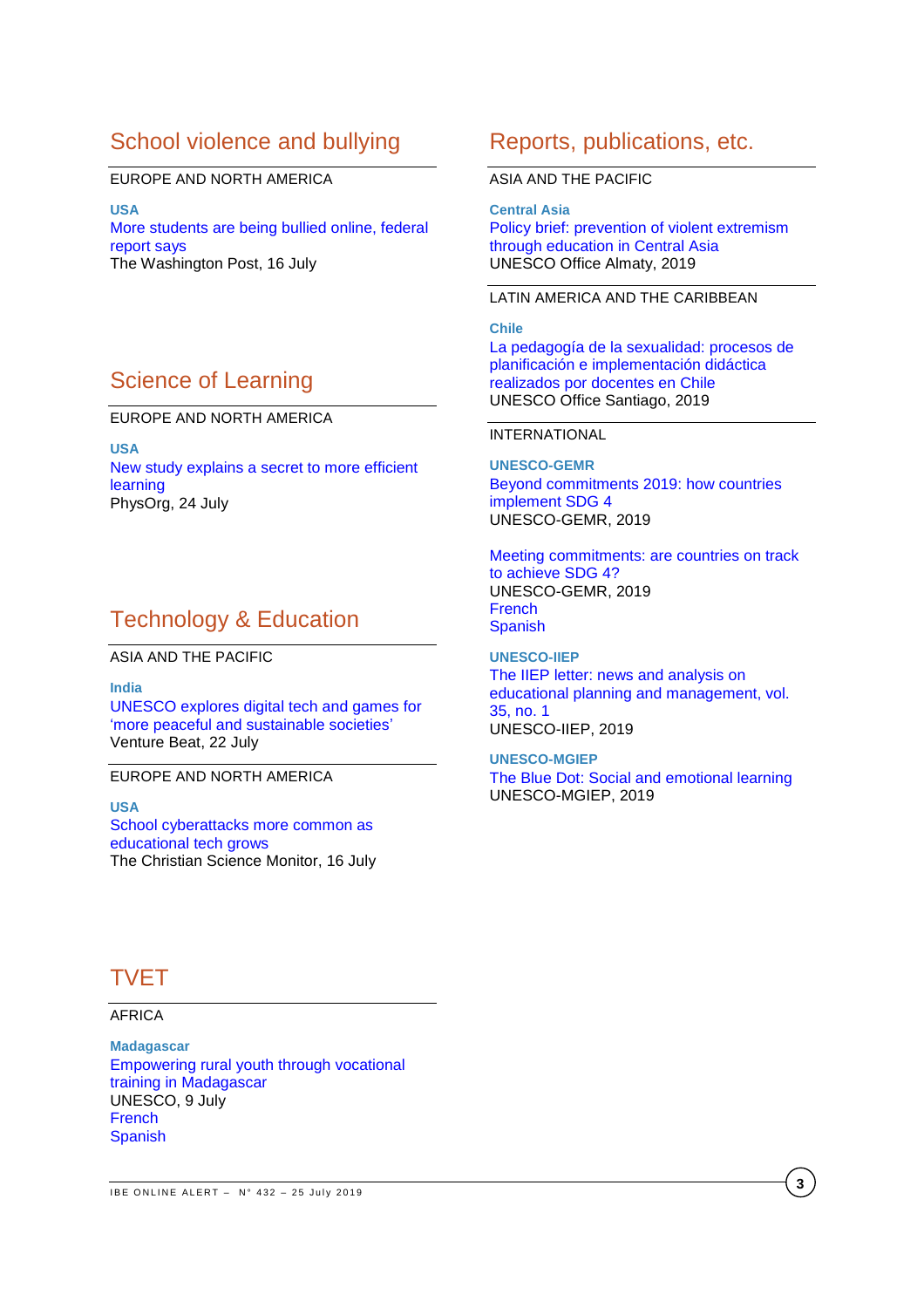## School violence and bullying

EUROPE AND NORTH AMERICA

**USA**
More students are being bullied online, federal report says
The Washington Post, 16 July

## Science of Learning

EUROPE AND NORTH AMERICA

**USA**
New study explains a secret to more efficient learning
PhysOrg, 24 July

## Technology & Education

ASIA AND THE PACIFIC

**India**
UNESCO explores digital tech and games for 'more peaceful and sustainable societies'
Venture Beat, 22 July

EUROPE AND NORTH AMERICA

**USA**
School cyberattacks more common as educational tech grows
The Christian Science Monitor, 16 July

## TVET

AFRICA

**Madagascar**
Empowering rural youth through vocational training in Madagascar
UNESCO, 9 July
French
Spanish

## Reports, publications, etc.

ASIA AND THE PACIFIC

**Central Asia**
Policy brief: prevention of violent extremism through education in Central Asia
UNESCO Office Almaty, 2019

LATIN AMERICA AND THE CARIBBEAN

**Chile**
La pedagogía de la sexualidad: procesos de planificación e implementación didáctica realizados por docentes en Chile
UNESCO Office Santiago, 2019

INTERNATIONAL

**UNESCO-GEMR**
Beyond commitments 2019: how countries implement SDG 4
UNESCO-GEMR, 2019

Meeting commitments: are countries on track to achieve SDG 4?
UNESCO-GEMR, 2019
French
Spanish

**UNESCO-IIEP**
The IIEP letter: news and analysis on educational planning and management, vol. 35, no. 1
UNESCO-IIEP, 2019

**UNESCO-MGIEP**
The Blue Dot: Social and emotional learning
UNESCO-MGIEP, 2019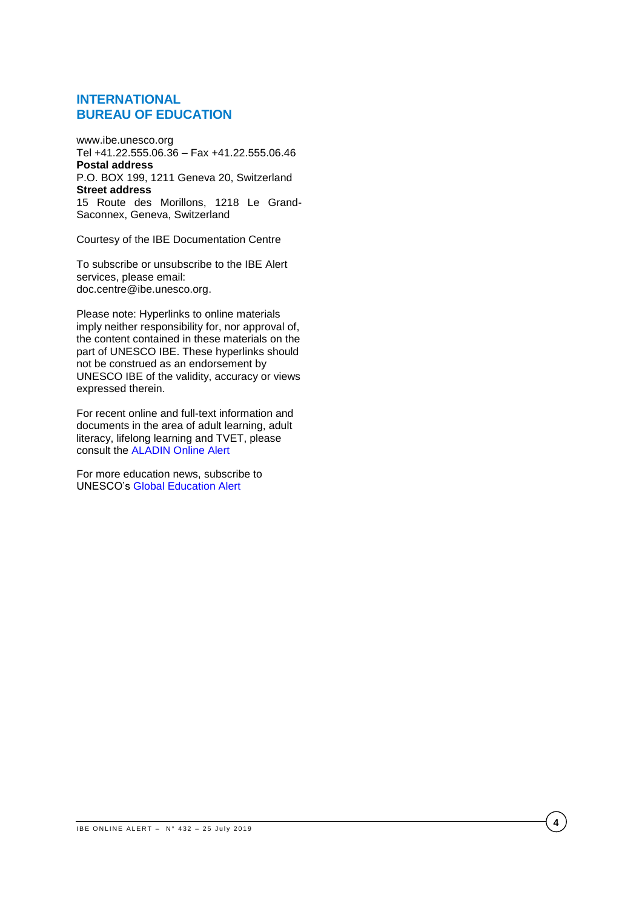# INTERNATIONAL BUREAU OF EDUCATION

www.ibe.unesco.org
Tel +41.22.555.06.36 – Fax +41.22.555.06.46
**Postal address**
P.O. BOX 199, 1211 Geneva 20, Switzerland
**Street address**
15 Route des Morillons, 1218 Le Grand-Saconnex, Geneva, Switzerland

Courtesy of the IBE Documentation Centre

To subscribe or unsubscribe to the IBE Alert services, please email: doc.centre@ibe.unesco.org.

Please note: Hyperlinks to online materials imply neither responsibility for, nor approval of, the content contained in these materials on the part of UNESCO IBE. These hyperlinks should not be construed as an endorsement by UNESCO IBE of the validity, accuracy or views expressed therein.

For recent online and full-text information and documents in the area of adult learning, adult literacy, lifelong learning and TVET, please consult the ALADIN Online Alert

For more education news, subscribe to UNESCO's Global Education Alert